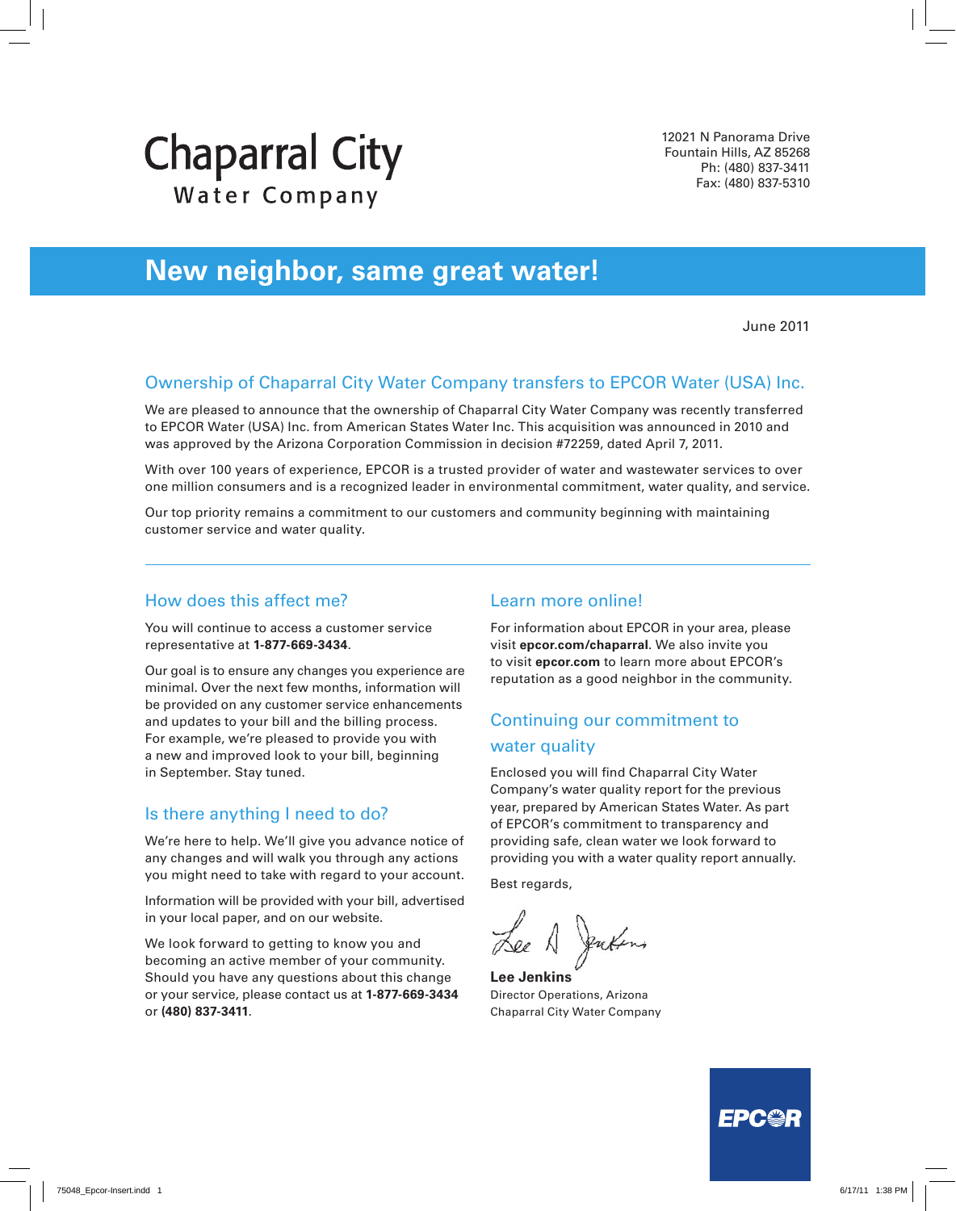# Chaparral City Water Company

12021 N Panorama Drive
Fountain Hills, AZ 85268
Ph: (480) 837-3411
Fax: (480) 837-5310

## New neighbor, same great water!

June 2011

### Ownership of Chaparral City Water Company transfers to EPCOR Water (USA) Inc.

We are pleased to announce that the ownership of Chaparral City Water Company was recently transferred to EPCOR Water (USA) Inc. from American States Water Inc. This acquisition was announced in 2010 and was approved by the Arizona Corporation Commission in decision #72259, dated April 7, 2011.

With over 100 years of experience, EPCOR is a trusted provider of water and wastewater services to over one million consumers and is a recognized leader in environmental commitment, water quality, and service.

Our top priority remains a commitment to our customers and community beginning with maintaining customer service and water quality.

---

### How does this affect me?

You will continue to access a customer service representative at **1-877-669-3434**.

Our goal is to ensure any changes you experience are minimal. Over the next few months, information will be provided on any customer service enhancements and updates to your bill and the billing process. For example, we're pleased to provide you with a new and improved look to your bill, beginning in September. Stay tuned.

### Is there anything I need to do?

We're here to help. We'll give you advance notice of any changes and will walk you through any actions you might need to take with regard to your account.

Information will be provided with your bill, advertised in your local paper, and on our website.

We look forward to getting to know you and becoming an active member of your community. Should you have any questions about this change or your service, please contact us at **1-877-669-3434** or **(480) 837-3411**.

### Learn more online!

For information about EPCOR in your area, please visit **epcor.com/chaparral**. We also invite you to visit **epcor.com** to learn more about EPCOR's reputation as a good neighbor in the community.

### Continuing our commitment to water quality

Enclosed you will find Chaparral City Water Company's water quality report for the previous year, prepared by American States Water. As part of EPCOR's commitment to transparency and providing safe, clean water we look forward to providing you with a water quality report annually.

Best regards,

**Lee Jenkins**
Director Operations, Arizona
Chaparral City Water Company

EPCOR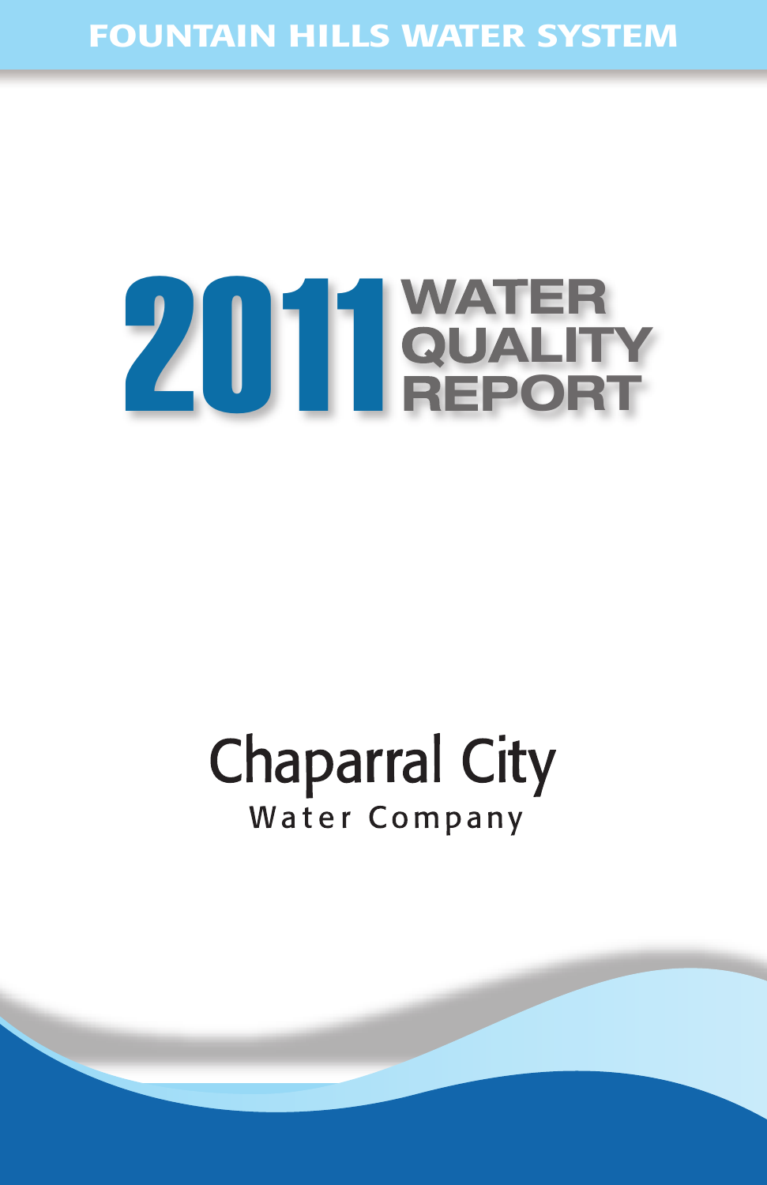# FOUNTAIN HILLS WATER SYSTEM

# 2011 WATER QUALITY REPORT

Chaparral City

Water Company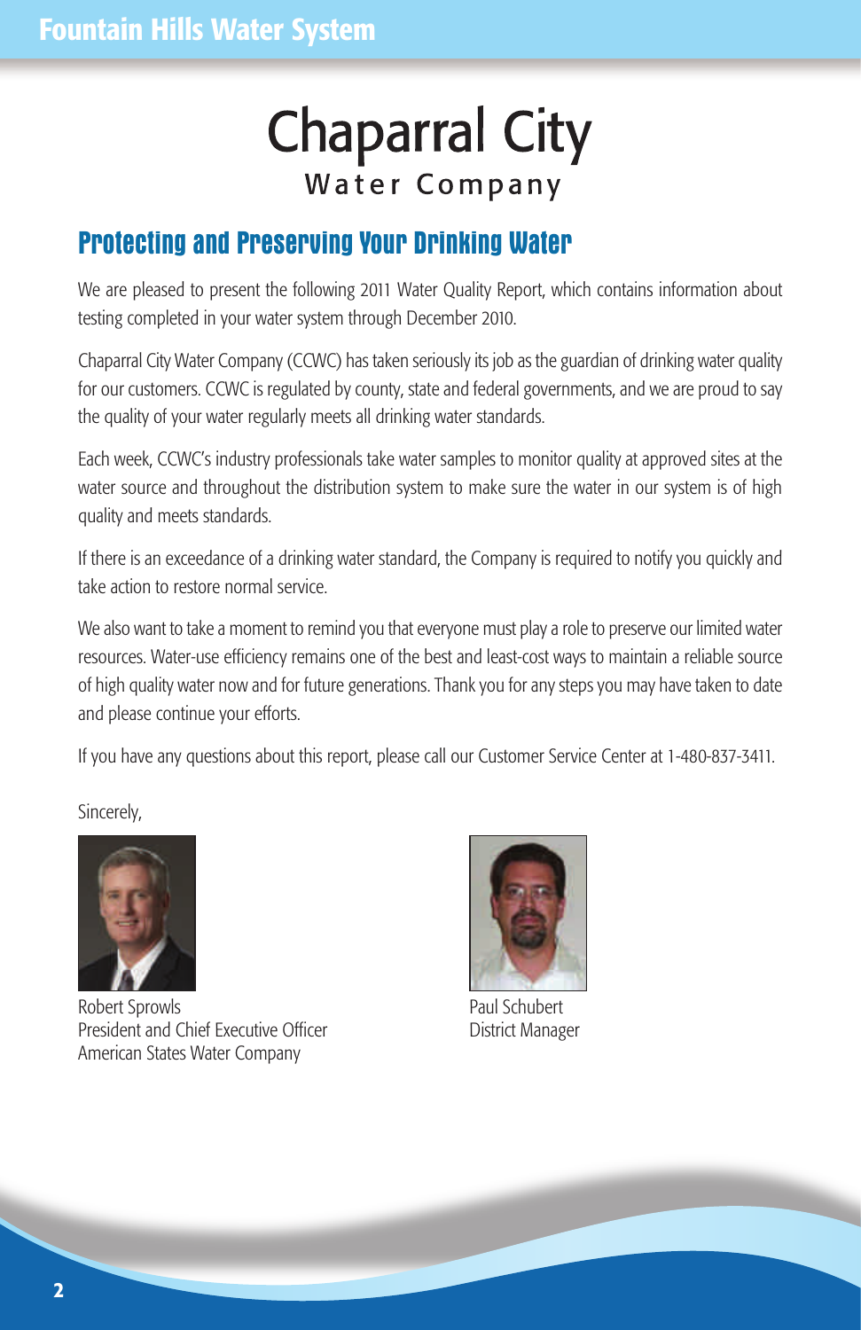# Chaparral City

Water Company

## Protecting and Preserving Your Drinking Water

We are pleased to present the following 2011 Water Quality Report, which contains information about testing completed in your water system through December 2010.

Chaparral City Water Company (CCWC) has taken seriously its job as the guardian of drinking water quality for our customers. CCWC is regulated by county, state and federal governments, and we are proud to say the quality of your water regularly meets all drinking water standards.

Each week, CCWC's industry professionals take water samples to monitor quality at approved sites at the water source and throughout the distribution system to make sure the water in our system is of high quality and meets standards.

If there is an exceedance of a drinking water standard, the Company is required to notify you quickly and take action to restore normal service.

We also want to take a moment to remind you that everyone must play a role to preserve our limited water resources. Water-use efficiency remains one of the best and least-cost ways to maintain a reliable source of high quality water now and for future generations. Thank you for any steps you may have taken to date and please continue your efforts.

If you have any questions about this report, please call our Customer Service Center at 1-480-837-3411.

Sincerely,

Robert Sprowls
President and Chief Executive Officer
American States Water Company

Paul Schubert
District Manager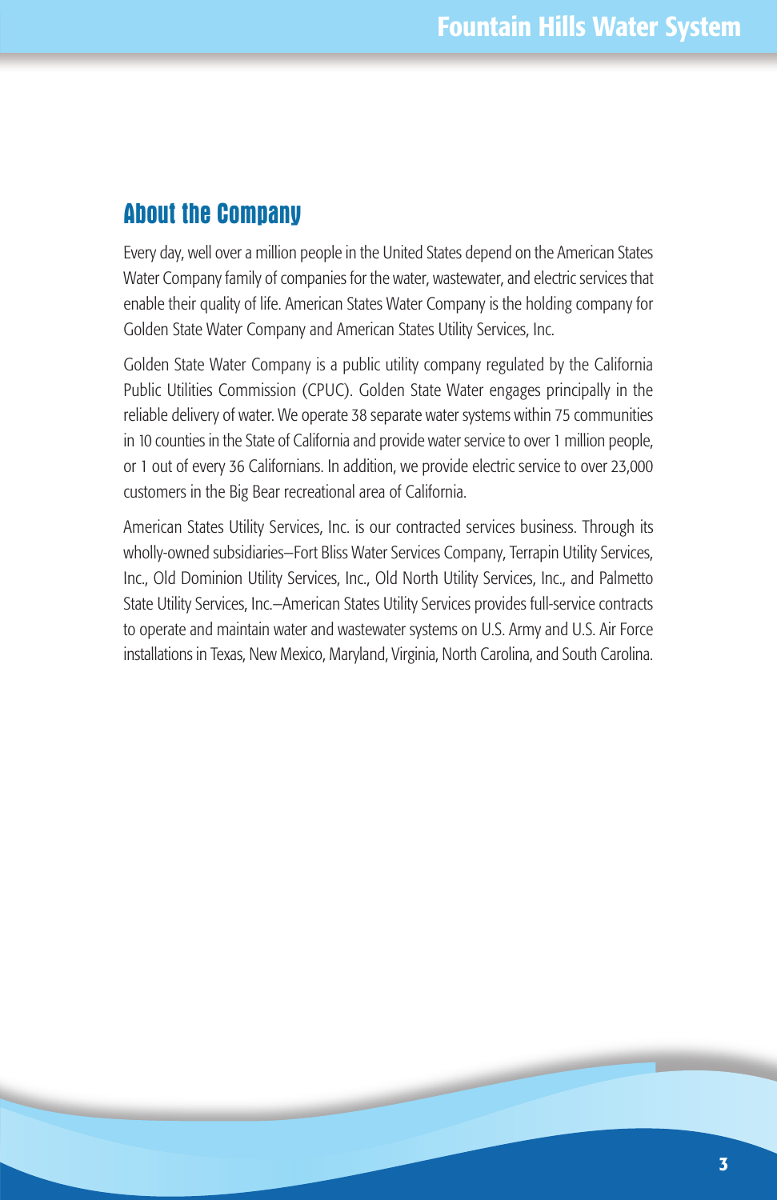## About the Company

Every day, well over a million people in the United States depend on the American States Water Company family of companies for the water, wastewater, and electric services that enable their quality of life. American States Water Company is the holding company for Golden State Water Company and American States Utility Services, Inc.

Golden State Water Company is a public utility company regulated by the California Public Utilities Commission (CPUC). Golden State Water engages principally in the reliable delivery of water. We operate 38 separate water systems within 75 communities in 10 counties in the State of California and provide water service to over 1 million people, or 1 out of every 36 Californians. In addition, we provide electric service to over 23,000 customers in the Big Bear recreational area of California.

American States Utility Services, Inc. is our contracted services business. Through its wholly-owned subsidiaries–Fort Bliss Water Services Company, Terrapin Utility Services, Inc., Old Dominion Utility Services, Inc., Old North Utility Services, Inc., and Palmetto State Utility Services, Inc.–American States Utility Services provides full-service contracts to operate and maintain water and wastewater systems on U.S. Army and U.S. Air Force installations in Texas, New Mexico, Maryland, Virginia, North Carolina, and South Carolina.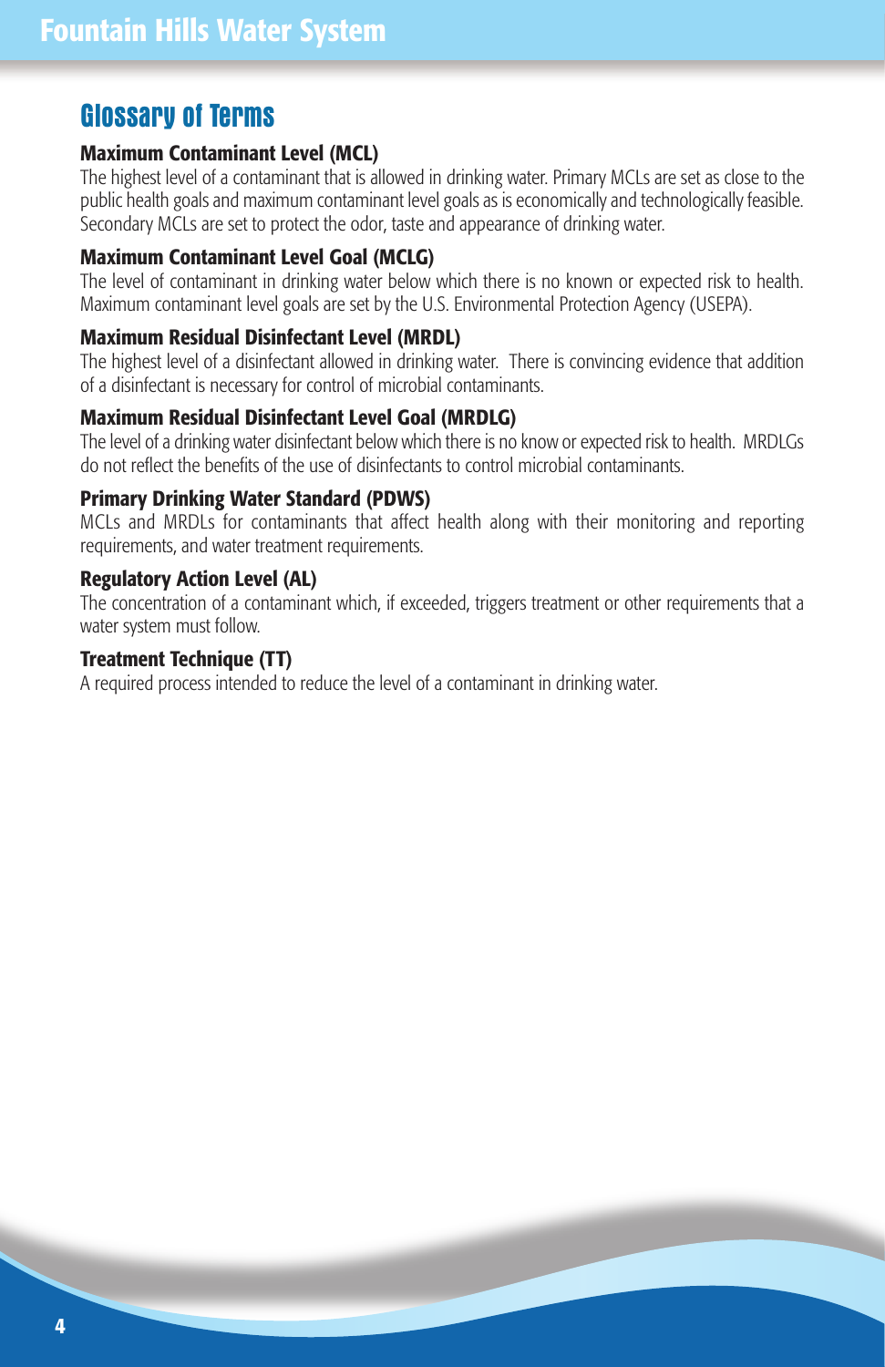## Glossary of Terms

**Maximum Contaminant Level (MCL)**
The highest level of a contaminant that is allowed in drinking water. Primary MCLs are set as close to the public health goals and maximum contaminant level goals as is economically and technologically feasible. Secondary MCLs are set to protect the odor, taste and appearance of drinking water.

**Maximum Contaminant Level Goal (MCLG)**
The level of contaminant in drinking water below which there is no known or expected risk to health. Maximum contaminant level goals are set by the U.S. Environmental Protection Agency (USEPA).

**Maximum Residual Disinfectant Level (MRDL)**
The highest level of a disinfectant allowed in drinking water. There is convincing evidence that addition of a disinfectant is necessary for control of microbial contaminants.

**Maximum Residual Disinfectant Level Goal (MRDLG)**
The level of a drinking water disinfectant below which there is no know or expected risk to health. MRDLGs do not reflect the benefits of the use of disinfectants to control microbial contaminants.

**Primary Drinking Water Standard (PDWS)**
MCLs and MRDLs for contaminants that affect health along with their monitoring and reporting requirements, and water treatment requirements.

**Regulatory Action Level (AL)**
The concentration of a contaminant which, if exceeded, triggers treatment or other requirements that a water system must follow.

**Treatment Technique (TT)**
A required process intended to reduce the level of a contaminant in drinking water.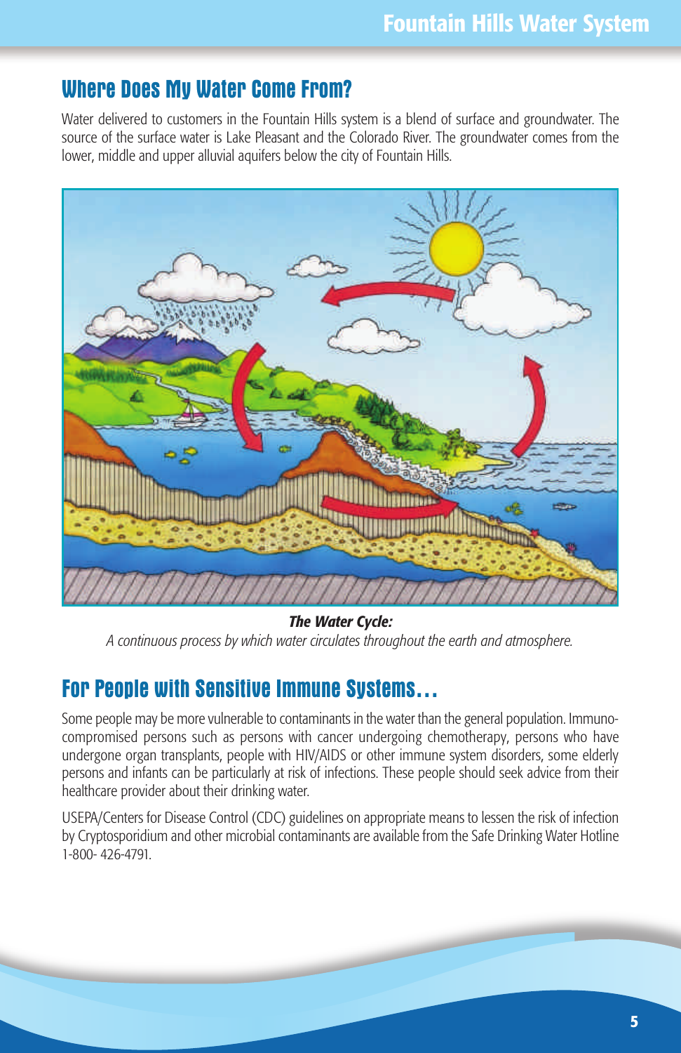## Where Does My Water Come From?

Water delivered to customers in the Fountain Hills system is a blend of surface and groundwater. The source of the surface water is Lake Pleasant and the Colorado River. The groundwater comes from the lower, middle and upper alluvial aquifers below the city of Fountain Hills.

***The Water Cycle:***
*A continuous process by which water circulates throughout the earth and atmosphere.*

## For People with Sensitive Immune Systems...

Some people may be more vulnerable to contaminants in the water than the general population. Immuno-compromised persons such as persons with cancer undergoing chemotherapy, persons who have undergone organ transplants, people with HIV/AIDS or other immune system disorders, some elderly persons and infants can be particularly at risk of infections. These people should seek advice from their healthcare provider about their drinking water.

USEPA/Centers for Disease Control (CDC) guidelines on appropriate means to lessen the risk of infection by Cryptosporidium and other microbial contaminants are available from the Safe Drinking Water Hotline 1-800- 426-4791.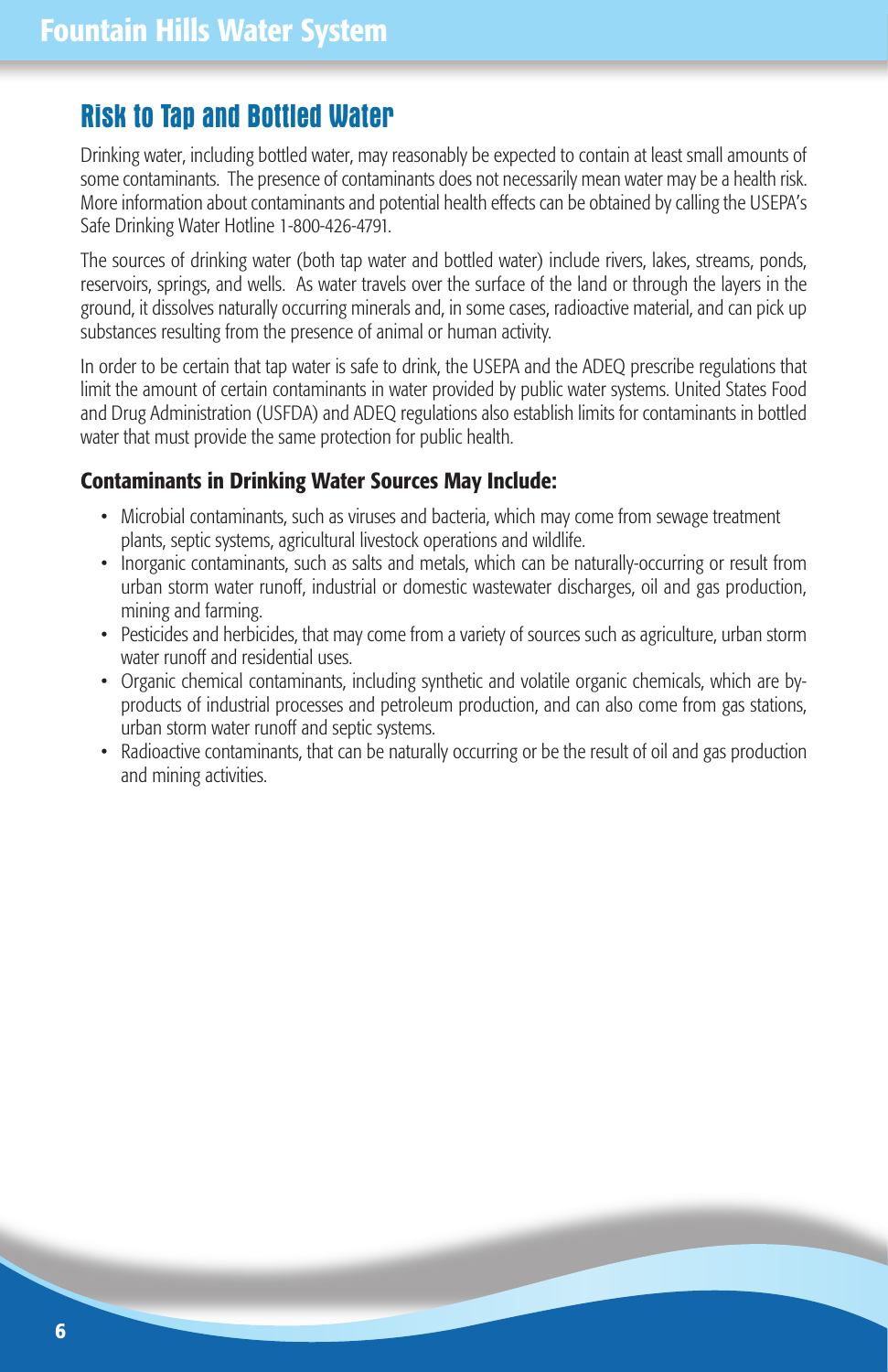## Risk to Tap and Bottled Water

Drinking water, including bottled water, may reasonably be expected to contain at least small amounts of some contaminants. The presence of contaminants does not necessarily mean water may be a health risk. More information about contaminants and potential health effects can be obtained by calling the USEPA's Safe Drinking Water Hotline 1-800-426-4791.

The sources of drinking water (both tap water and bottled water) include rivers, lakes, streams, ponds, reservoirs, springs, and wells. As water travels over the surface of the land or through the layers in the ground, it dissolves naturally occurring minerals and, in some cases, radioactive material, and can pick up substances resulting from the presence of animal or human activity.

In order to be certain that tap water is safe to drink, the USEPA and the ADEQ prescribe regulations that limit the amount of certain contaminants in water provided by public water systems. United States Food and Drug Administration (USFDA) and ADEQ regulations also establish limits for contaminants in bottled water that must provide the same protection for public health.

### Contaminants in Drinking Water Sources May Include:

- Microbial contaminants, such as viruses and bacteria, which may come from sewage treatment plants, septic systems, agricultural livestock operations and wildlife.
- Inorganic contaminants, such as salts and metals, which can be naturally-occurring or result from urban storm water runoff, industrial or domestic wastewater discharges, oil and gas production, mining and farming.
- Pesticides and herbicides, that may come from a variety of sources such as agriculture, urban storm water runoff and residential uses.
- Organic chemical contaminants, including synthetic and volatile organic chemicals, which are by-products of industrial processes and petroleum production, and can also come from gas stations, urban storm water runoff and septic systems.
- Radioactive contaminants, that can be naturally occurring or be the result of oil and gas production and mining activities.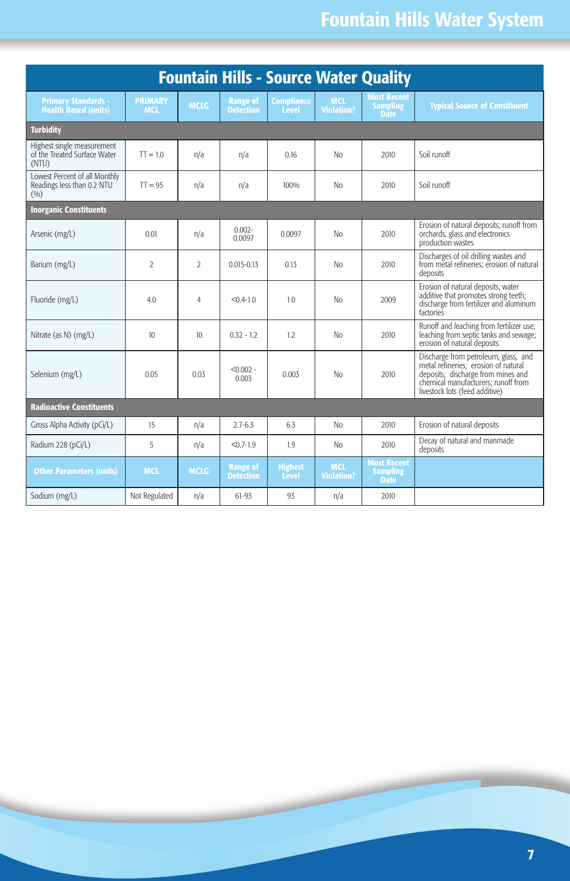## Fountain Hills - Source Water Quality

| Primary Standards - Health Based (units) | PRIMARY MCL | MCLG | Range of Detection | Compliance Level | MCL Violation? | Most Recent Sampling Date | Typical Source of Constituent |
|---|---|---|---|---|---|---|---|
| **Turbidity** | | | | | | | |
| Highest single measurement of the Treated Surface Water (NTU) | TT = 1.0 | n/a | n/a | 0.16 | No | 2010 | Soil runoff |
| Lowest Percent of all Monthly Readings less than 0.2 NTU (%) | TT = 95 | n/a | n/a | 100% | No | 2010 | Soil runoff |
| **Inorganic Constituents** | | | | | | | |
| Arsenic (mg/L) | 0.01 | n/a | 0.002-0.0097 | 0.0097 | No | 2010 | Erosion of natural deposits; runoff from orchards, glass and electronics production wastes |
| Barium (mg/L) | 2 | 2 | 0.015-0.13 | 0.13 | No | 2010 | Discharges of oil drilling wastes and from metal refineries; erosion of natural deposits |
| Fluoride (mg/L) | 4.0 | 4 | <0.4-1.0 | 1.0 | No | 2009 | Erosion of natural deposits; water additive that promotes strong teeth; discharge from fertilizer and aluminum factories |
| Nitrate (as N) (mg/L) | 10 | 10 | 0.32 - 1.2 | 1.2 | No | 2010 | Runoff and leaching from fertilizer use; leaching from septic tanks and sewage; erosion of natural deposits |
| Selenium (mg/L) | 0.05 | 0.03 | <0.002 - 0.003 | 0.003 | No | 2010 | Discharge from petroleum, glass, and metal refineries; erosion of natural deposits; discharge from mines and chemical manufacturers; runoff from livestock lots (feed additive) |
| **Radioactive Constituents** | | | | | | | |
| Gross Alpha Activity (pCi/L) | 15 | n/a | 2.7-6.3 | 6.3 | No | 2010 | Erosion of natural deposits |
| Radium 228 (pCi/L) | 5 | n/a | <0.7-1.9 | 1.9 | No | 2010 | Decay of natural and manmade deposits |
| **Other Parameters (units)** | **MCL** | **MCLG** | **Range of Detection** | **Highest Level** | **MCL Violation?** | **Most Recent Sampling Date** | |
| Sodium (mg/L) | Not Regulated | n/a | 61-93 | 93 | n/a | 2010 | |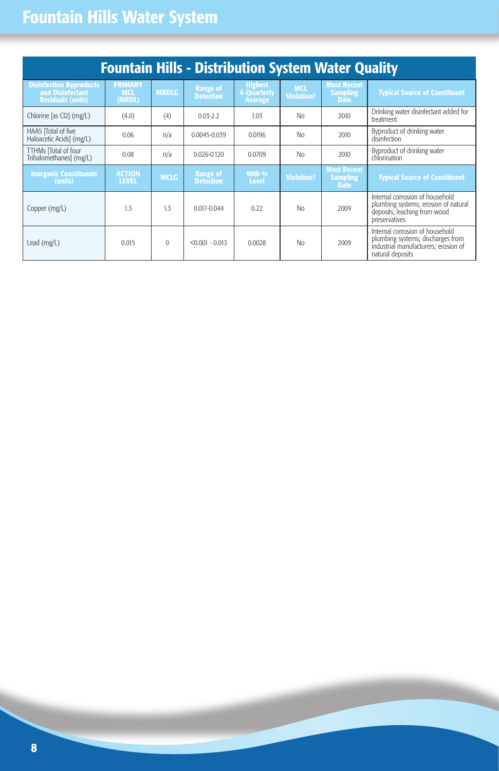# Fountain Hills Water System

## Fountain Hills - Distribution System Water Quality

| Disinfection Byproducts and Disinfectant Residuals (units) | PRIMARY MCL (MRDL) | MRDLG | Range of Detection | Highest 4-Quarterly Average | MCL Violation? | Most Recent Sampling Date | Typical Source of Constituent |
|---|---|---|---|---|---|---|---|
| Chlorine [as Cl2] (mg/L) | (4.0) | (4) | 0.03-2.2 | 1.03 | No | 2010 | Drinking water disinfectant added for treatment |
| HAA5 [Total of five Haloacetic Acids] (mg/L) | 0.06 | n/a | 0.0045-0.039 | 0.0196 | No | 2010 | Byproduct of drinking water disinfection |
| TTHMs [Total of four Trihalomethanes] (mg/L) | 0.08 | n/a | 0.026-0.120 | 0.0709 | No | 2010 | Byproduct of drinking water chlorination |
| **Inorganic Constituents (units)** | **ACTION LEVEL** | **MCLG** | **Range of Detection** | **90th % Level** | **Violation?** | **Most Recent Sampling Date** | **Typical Source of Constituent** |
| Copper (mg/L) | 1.3 | 1.3 | 0.017-0.044 | 0.22 | No | 2009 | Internal corrosion of household plumbing systems; erosion of natural deposits; leaching from wood preservatives |
| Lead (mg/L) | 0.015 | 0 | <0.001 - 0.013 | 0.0028 | No | 2009 | Internal corrosion of household plumbing systems; discharges from industrial manufacturers; erosion of natural deposits |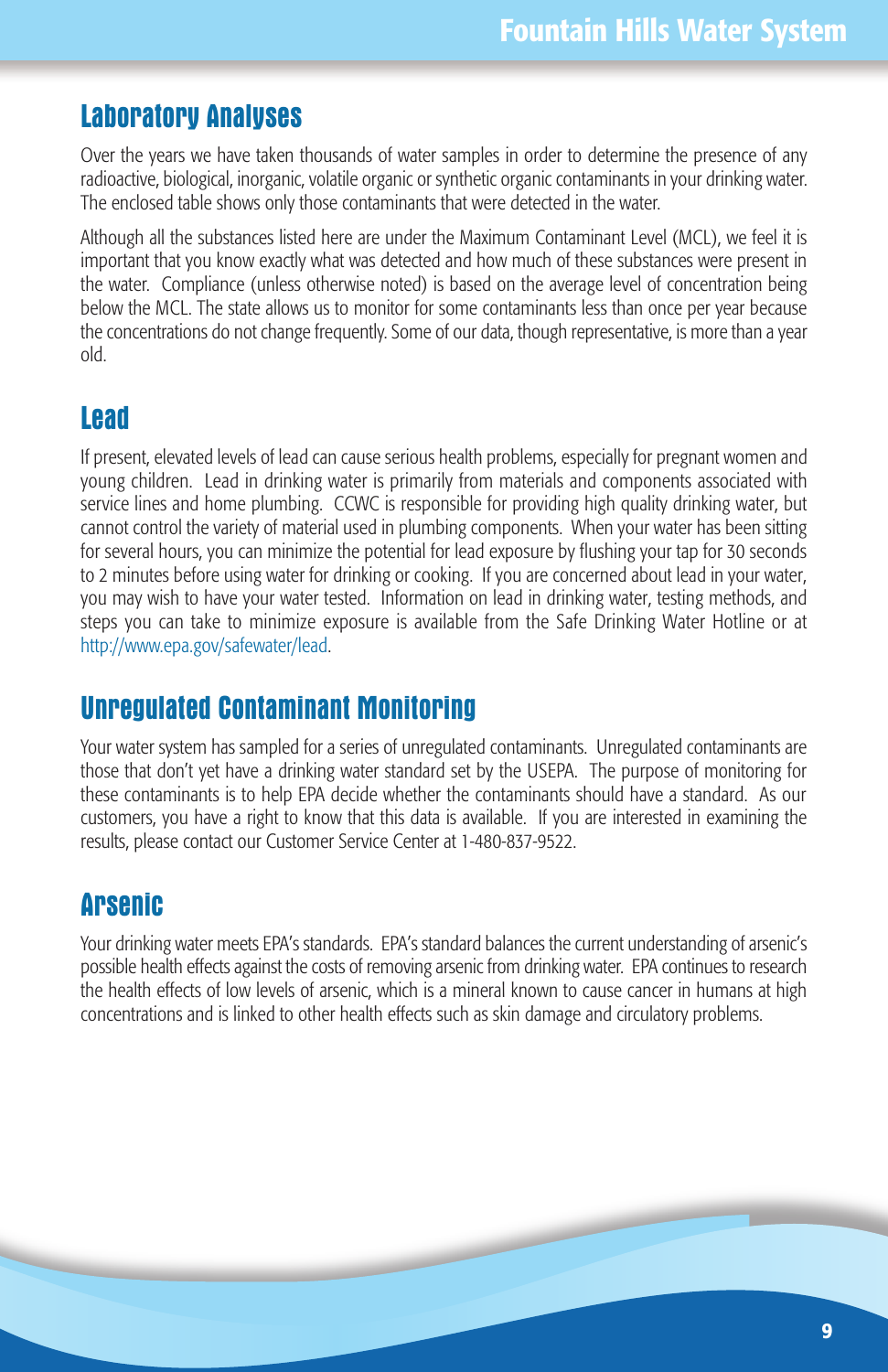## Laboratory Analyses

Over the years we have taken thousands of water samples in order to determine the presence of any radioactive, biological, inorganic, volatile organic or synthetic organic contaminants in your drinking water. The enclosed table shows only those contaminants that were detected in the water.

Although all the substances listed here are under the Maximum Contaminant Level (MCL), we feel it is important that you know exactly what was detected and how much of these substances were present in the water. Compliance (unless otherwise noted) is based on the average level of concentration being below the MCL. The state allows us to monitor for some contaminants less than once per year because the concentrations do not change frequently. Some of our data, though representative, is more than a year old.

## Lead

If present, elevated levels of lead can cause serious health problems, especially for pregnant women and young children. Lead in drinking water is primarily from materials and components associated with service lines and home plumbing. CCWC is responsible for providing high quality drinking water, but cannot control the variety of material used in plumbing components. When your water has been sitting for several hours, you can minimize the potential for lead exposure by flushing your tap for 30 seconds to 2 minutes before using water for drinking or cooking. If you are concerned about lead in your water, you may wish to have your water tested. Information on lead in drinking water, testing methods, and steps you can take to minimize exposure is available from the Safe Drinking Water Hotline or at http://www.epa.gov/safewater/lead.

## Unregulated Contaminant Monitoring

Your water system has sampled for a series of unregulated contaminants. Unregulated contaminants are those that don't yet have a drinking water standard set by the USEPA. The purpose of monitoring for these contaminants is to help EPA decide whether the contaminants should have a standard. As our customers, you have a right to know that this data is available. If you are interested in examining the results, please contact our Customer Service Center at 1-480-837-9522.

## Arsenic

Your drinking water meets EPA's standards. EPA's standard balances the current understanding of arsenic's possible health effects against the costs of removing arsenic from drinking water. EPA continues to research the health effects of low levels of arsenic, which is a mineral known to cause cancer in humans at high concentrations and is linked to other health effects such as skin damage and circulatory problems.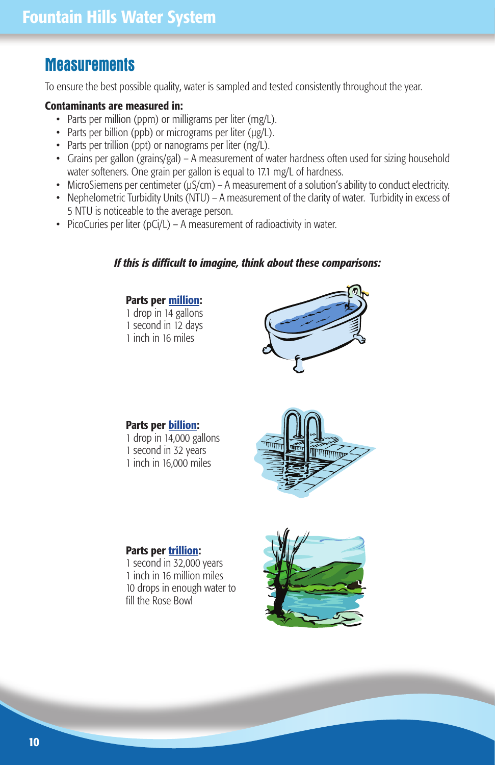## Measurements

To ensure the best possible quality, water is sampled and tested consistently throughout the year.

**Contaminants are measured in:**

- Parts per million (ppm) or milligrams per liter (mg/L).
- Parts per billion (ppb) or micrograms per liter (μg/L).
- Parts per trillion (ppt) or nanograms per liter (ng/L).
- Grains per gallon (grains/gal) – A measurement of water hardness often used for sizing household water softeners. One grain per gallon is equal to 17.1 mg/L of hardness.
- MicroSiemens per centimeter (μS/cm) – A measurement of a solution's ability to conduct electricity.
- Nephelometric Turbidity Units (NTU) – A measurement of the clarity of water. Turbidity in excess of 5 NTU is noticeable to the average person.
- PicoCuries per liter (pCi/L) – A measurement of radioactivity in water.

***If this is difficult to imagine, think about these comparisons:***

**Parts per million:**
1 drop in 14 gallons
1 second in 12 days
1 inch in 16 miles

**Parts per billion:**
1 drop in 14,000 gallons
1 second in 32 years
1 inch in 16,000 miles

**Parts per trillion:**
1 second in 32,000 years
1 inch in 16 million miles
10 drops in enough water to fill the Rose Bowl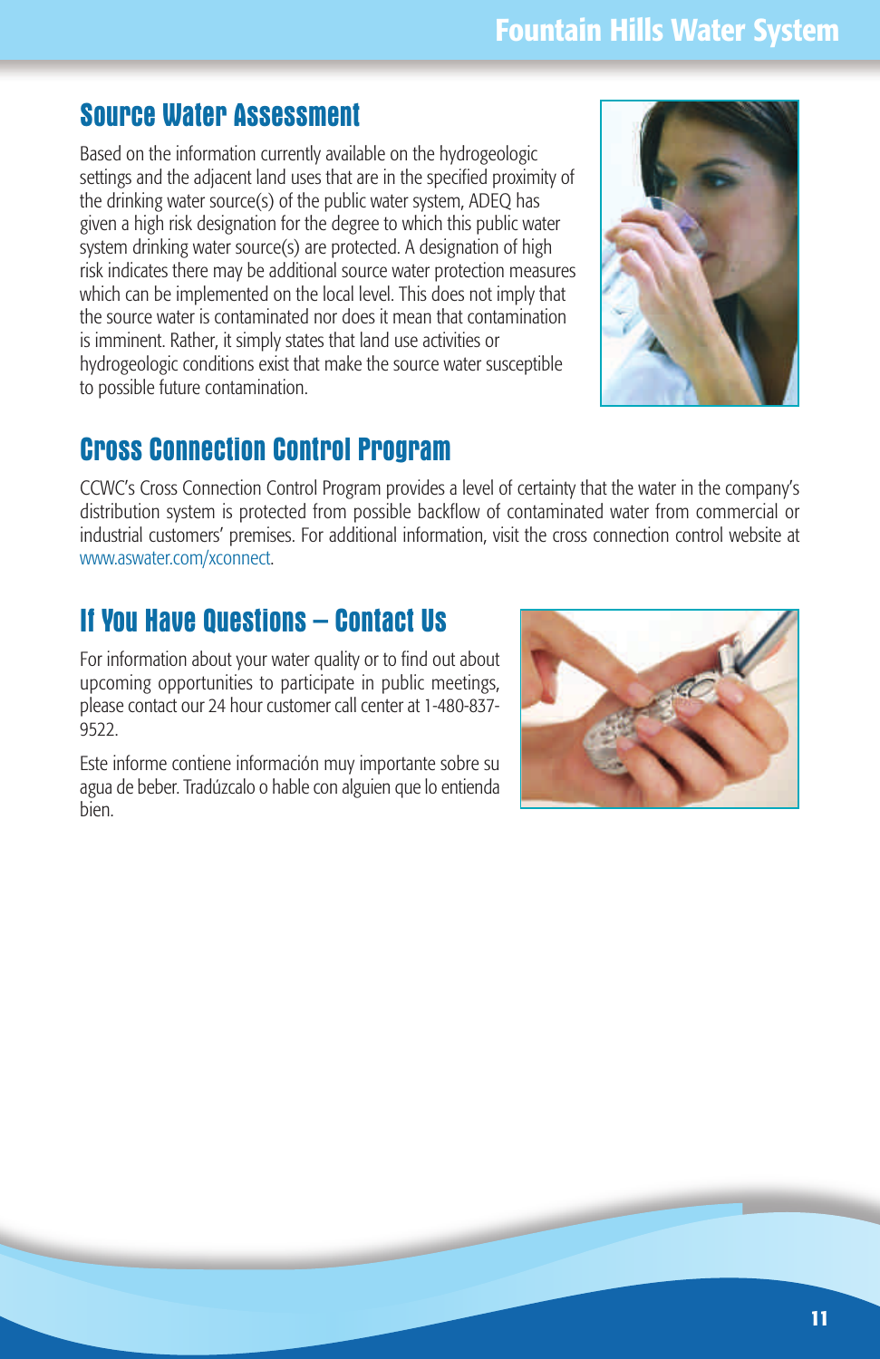## Source Water Assessment

Based on the information currently available on the hydrogeologic settings and the adjacent land uses that are in the specified proximity of the drinking water source(s) of the public water system, ADEQ has given a high risk designation for the degree to which this public water system drinking water source(s) are protected. A designation of high risk indicates there may be additional source water protection measures which can be implemented on the local level. This does not imply that the source water is contaminated nor does it mean that contamination is imminent. Rather, it simply states that land use activities or hydrogeologic conditions exist that make the source water susceptible to possible future contamination.

## Cross Connection Control Program

CCWC's Cross Connection Control Program provides a level of certainty that the water in the company's distribution system is protected from possible backflow of contaminated water from commercial or industrial customers' premises. For additional information, visit the cross connection control website at www.aswater.com/xconnect.

## If You Have Questions – Contact Us

For information about your water quality or to find out about upcoming opportunities to participate in public meetings, please contact our 24 hour customer call center at 1-480-837-9522.

Este informe contiene información muy importante sobre su agua de beber. Tradúzcalo o hable con alguien que lo entienda bien.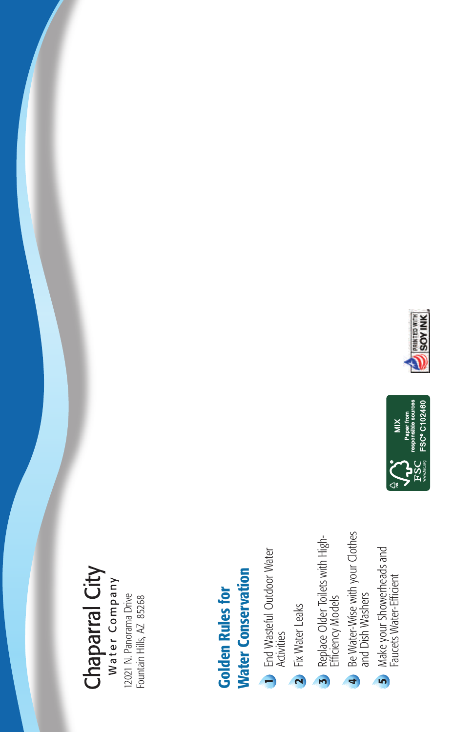# Chaparral City

**Water Company**

12021 N. Panorama Drive
Fountain Hills, AZ 85268

## Golden Rules for Water Conservation

1. End Wasteful Outdoor Water Activities
2. Fix Water Leaks
3. Replace Older Toilets with High-Efficiency Models
4. Be Water-Wise with your Clothes and Dish Washers
5. Make your Showerheads and Faucets Water-Efficient

FSC www.fsc.org MIX Paper from responsible sources FSC® C102460

PRINTED WITH SOY INK